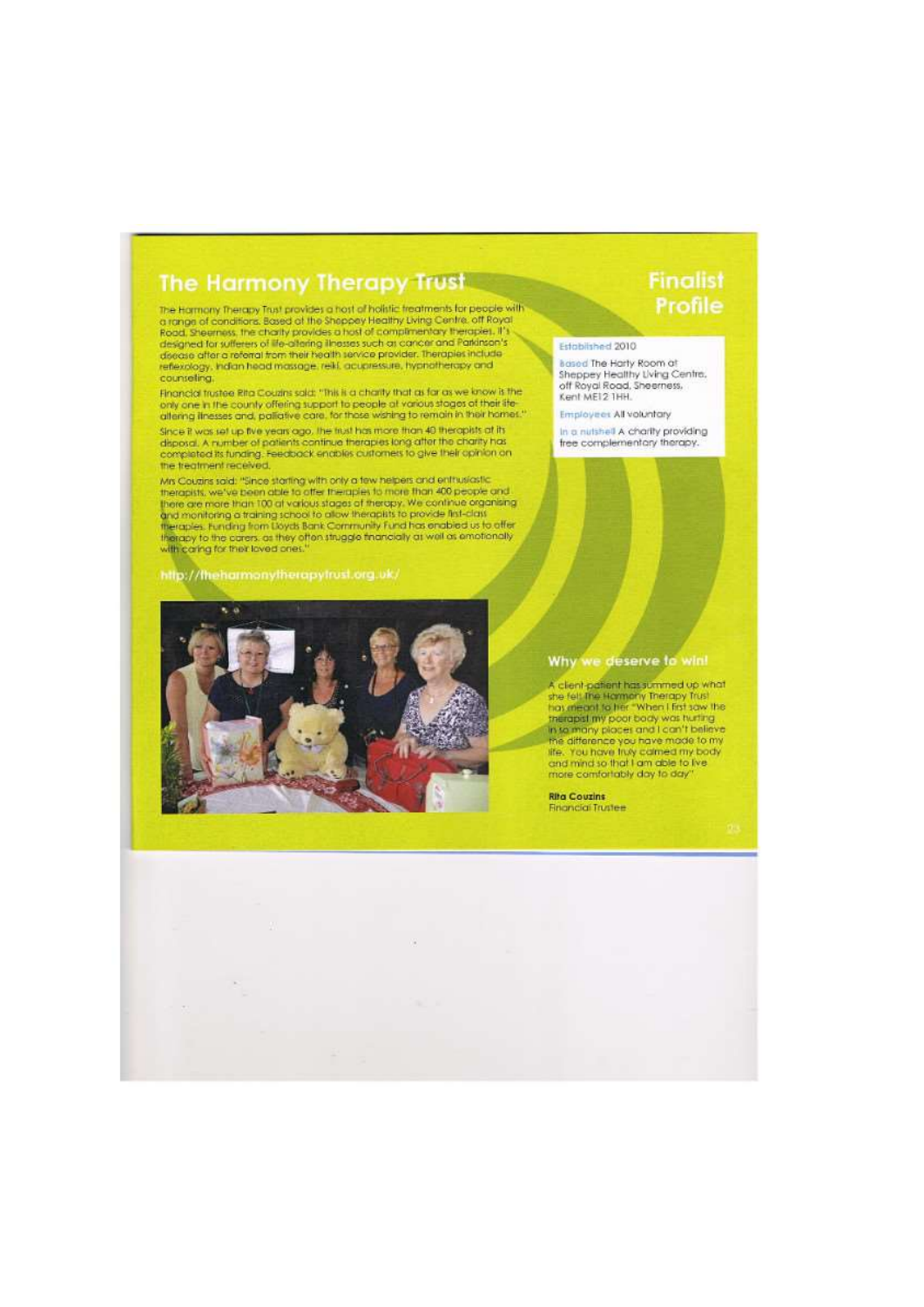# The Harmony Therapy Trust

## Finalist Profile

The Harmony Therapy Trust provides a host of holistic treatments for people with a range of conditions. Based at the Sheppey Healthy Living Centre, off Royal Road, Sheerness, the charity provides a host of complimentary therapies. It's designed for sufferers of life-altering illnesses such as cancer and Parkinson's disease after a referral from their health service provider. Therapies include reflexology, Indian head massage, reiki, acupressure, hypnotherapy and counselling.

Financial trustee Rita Couzins said: "This is a charity that as far as we know is the only one in the county offering support to people at various stages of their life-altering illnesses and, palliative care, for those wishing to remain in their homes."

Since it was set up five years ago, the trust has more than 40 therapists at its disposal. A number of patients continue therapies long after the charity has completed its funding. Feedback enables customers to give their opinion on the treatment received.

Mrs Couzins said: "Since starting with only a few helpers and enthusiastic therapists, we've been able to offer therapies to more than 400 people and there are more than 100 at various stages of therapy. We continue organising and monitoring a training school to allow therapists to provide first-class therapies. Funding from Lloyds Bank Community Fund has enabled us to offer therapy to the carers, as they often struggle financially as well as emotionally with caring for their loved ones."

http://theharmonytherapytrust.org.uk/

**Established** 2010

**Based** The Harty Room at Sheppey Healthy Living Centre, off Royal Road, Sheerness, Kent ME12 1HH.

**Employees** All voluntary

**In a nutshell** A charity providing free complementary therapy.

### Why we deserve to win!

A client-patient has summed up what she felt the Harmony Therapy Trust has meant to her "When I first saw the therapist my poor body was hurting in so many places and I can't believe the difference you have made to my life. You have truly calmed my body and mind so that I am able to live more comfortably day to day"

**Rita Couzins**
Financial Trustee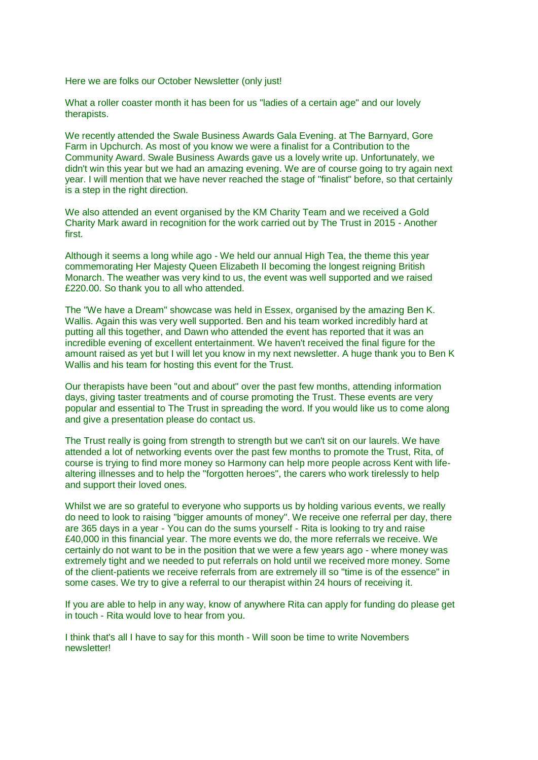Here we are folks our October Newsletter (only just!

What a roller coaster month it has been for us "ladies of a certain age" and our lovely therapists.

We recently attended the Swale Business Awards Gala Evening. at The Barnyard, Gore Farm in Upchurch. As most of you know we were a finalist for a Contribution to the Community Award. Swale Business Awards gave us a lovely write up. Unfortunately, we didn't win this year but we had an amazing evening. We are of course going to try again next year. I will mention that we have never reached the stage of "finalist" before, so that certainly is a step in the right direction.

We also attended an event organised by the KM Charity Team and we received a Gold Charity Mark award in recognition for the work carried out by The Trust in 2015 - Another first.

Although it seems a long while ago - We held our annual High Tea, the theme this year commemorating Her Majesty Queen Elizabeth II becoming the longest reigning British Monarch. The weather was very kind to us, the event was well supported and we raised £220.00. So thank you to all who attended.

The "We have a Dream" showcase was held in Essex, organised by the amazing Ben K. Wallis. Again this was very well supported. Ben and his team worked incredibly hard at putting all this together, and Dawn who attended the event has reported that it was an incredible evening of excellent entertainment. We haven't received the final figure for the amount raised as yet but I will let you know in my next newsletter. A huge thank you to Ben K Wallis and his team for hosting this event for the Trust.

Our therapists have been "out and about" over the past few months, attending information days, giving taster treatments and of course promoting the Trust. These events are very popular and essential to The Trust in spreading the word. If you would like us to come along and give a presentation please do contact us.

The Trust really is going from strength to strength but we can't sit on our laurels. We have attended a lot of networking events over the past few months to promote the Trust, Rita, of course is trying to find more money so Harmony can help more people across Kent with life-altering illnesses and to help the "forgotten heroes", the carers who work tirelessly to help and support their loved ones.

Whilst we are so grateful to everyone who supports us by holding various events, we really do need to look to raising "bigger amounts of money". We receive one referral per day, there are 365 days in a year - You can do the sums yourself - Rita is looking to try and raise £40,000 in this financial year. The more events we do, the more referrals we receive. We certainly do not want to be in the position that we were a few years ago - where money was extremely tight and we needed to put referrals on hold until we received more money. Some of the client-patients we receive referrals from are extremely ill so "time is of the essence" in some cases. We try to give a referral to our therapist within 24 hours of receiving it.

If you are able to help in any way, know of anywhere Rita can apply for funding do please get in touch - Rita would love to hear from you.

I think that's all I have to say for this month - Will soon be time to write Novembers newsletter!